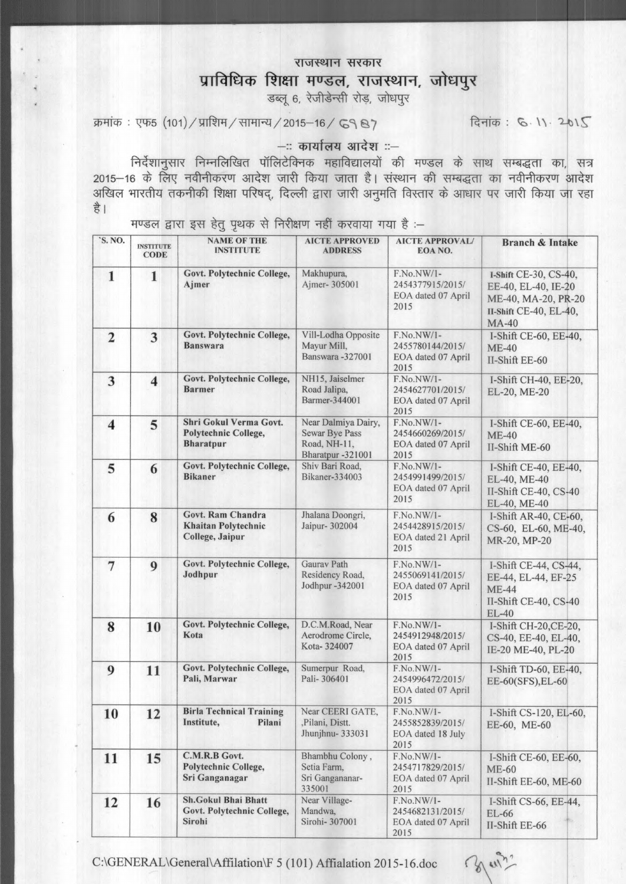# राजस्थान सरकार

## प्राविधिक शिक्षा मण्डल, राजस्थान, जोधपुर

डब्लू 6, रेजीडेन्सी रोड़, जोधपुर

क्रमांक : एफ5 (101)/प्राशिम/सामान्य/2015–16/6987 दिनांक : 6.11.2015

### –:: कार्यालय आदेश ::–

निर्देशानुसार निम्नलिखित पॉलिटेक्निक महाविद्यालयों की मण्डल के साथ सम्बद्धता का, सत्र 2015–16 के लिए नवीनीकरण आदेश जारी किया जाता है। संस्थान की सम्बद्धता का नवीनीकरण आदेश अखिल भारतीय तकनीकी शिक्षा परिषद्, दिल्ली द्वारा जारी अनुमति विस्तार के आधार पर जारी किया जा रहा है।

मण्डल द्वारा इस हेतु पृथक से निरीक्षण नहीं करवाया गया है :–

| S. NO. | INSTITUTE CODE | NAME OF THE INSTITUTE | AICTE APPROVED ADDRESS | AICTE APPROVAL/ EOA NO. | Branch & Intake |
|---|---|---|---|---|---|
| 1 | 1 | Govt. Polytechnic College, Ajmer | Makhupura, Ajmer- 305001 | F.No.NW/1-2454377915/2015/ EOA dated 07 April 2015 | I-Shift CE-30, CS-40, EE-40, EL-40, IE-20 ME-40, MA-20, PR-20 II-Shift CE-40, EL-40, MA-40 |
| 2 | 3 | Govt. Polytechnic College, Banswara | Vill-Lodha Opposite Mayur Mill, Banswara -327001 | F.No.NW/1-2455780144/2015/ EOA dated 07 April 2015 | I-Shift CE-60, EE-40, ME-40 II-Shift EE-60 |
| 3 | 4 | Govt. Polytechnic College, Barmer | NH15, Jaiselmer Road Jalipa, Barmer-344001 | F.No.NW/1-2454627701/2015/ EOA dated 07 April 2015 | I-Shift CH-40, EE-20, EL-20, ME-20 |
| 4 | 5 | Shri Gokul Verma Govt. Polytechnic College, Bharatpur | Near Dalmiya Dairy, Sewar Bye Pass Road, NH-11, Bharatpur -321001 | F.No.NW/1-2454660269/2015/ EOA dated 07 April 2015 | I-Shift CE-60, EE-40, ME-40 II-Shift ME-60 |
| 5 | 6 | Govt. Polytechnic College, Bikaner | Shiv Bari Road, Bikaner-334003 | F.No.NW/1-2454991499/2015/ EOA dated 07 April 2015 | I-Shift CE-40, EE-40, EL-40, ME-40 II-Shift CE-40, CS-40 EL-40, ME-40 |
| 6 | 8 | Govt. Ram Chandra Khaitan Polytechnic College, Jaipur | Jhalana Doongri, Jaipur- 302004 | F.No.NW/1-2454428915/2015/ EOA dated 21 April 2015 | I-Shift AR-40, CE-60, CS-60, EL-60, ME-40, MR-20, MP-20 |
| 7 | 9 | Govt. Polytechnic College, Jodhpur | Gaurav Path Residency Road, Jodhpur -342001 | F.No.NW/1-2455069141/2015/ EOA dated 07 April 2015 | I-Shift CE-44, CS-44, EE-44, EL-44, EF-25 ME-44 II-Shift CE-40, CS-40 EL-40 |
| 8 | 10 | Govt. Polytechnic College, Kota | D.C.M.Road, Near Aerodrome Circle, Kota- 324007 | F.No.NW/1-2454912948/2015/ EOA dated 07 April 2015 | I-Shift CH-20,CE-20, CS-40, EE-40, EL-40, IE-20 ME-40, PL-20 |
| 9 | 11 | Govt. Polytechnic College, Pali, Marwar | Sumerpur Road, Pali- 306401 | F.No.NW/1-2454996472/2015/ EOA dated 07 April 2015 | I-Shift TD-60, EE-40, EE-60(SFS),EL-60 |
| 10 | 12 | Birla Technical Training Institute, Pilani | Near CEERI GATE, ,Pilani, Distt. Jhunjhnu- 333031 | F.No.NW/1-2455852839/2015/ EOA dated 18 July 2015 | I-Shift CS-120, EL-60, EE-60, ME-60 |
| 11 | 15 | C.M.R.B Govt. Polytechnic College, Sri Ganganagar | Bhambhu Colony , Setia Farm, Sri Gangananar-335001 | F.No.NW/1-2454717829/2015/ EOA dated 07 April 2015 | I-Shift CE-60, EE-60, ME-60 II-Shift EE-60, ME-60 |
| 12 | 16 | Sh.Gokul Bhai Bhatt Govt. Polytechnic College, Sirohi | Near Village-Mandwa, Sirohi- 307001 | F.No.NW/1-2454682131/2015/ EOA dated 07 April 2015 | I-Shift CS-66, EE-44, EL-66 II-Shift EE-66 |

C:\GENERAL\General\Affilation\F 5 (101) Affialation 2015-16.doc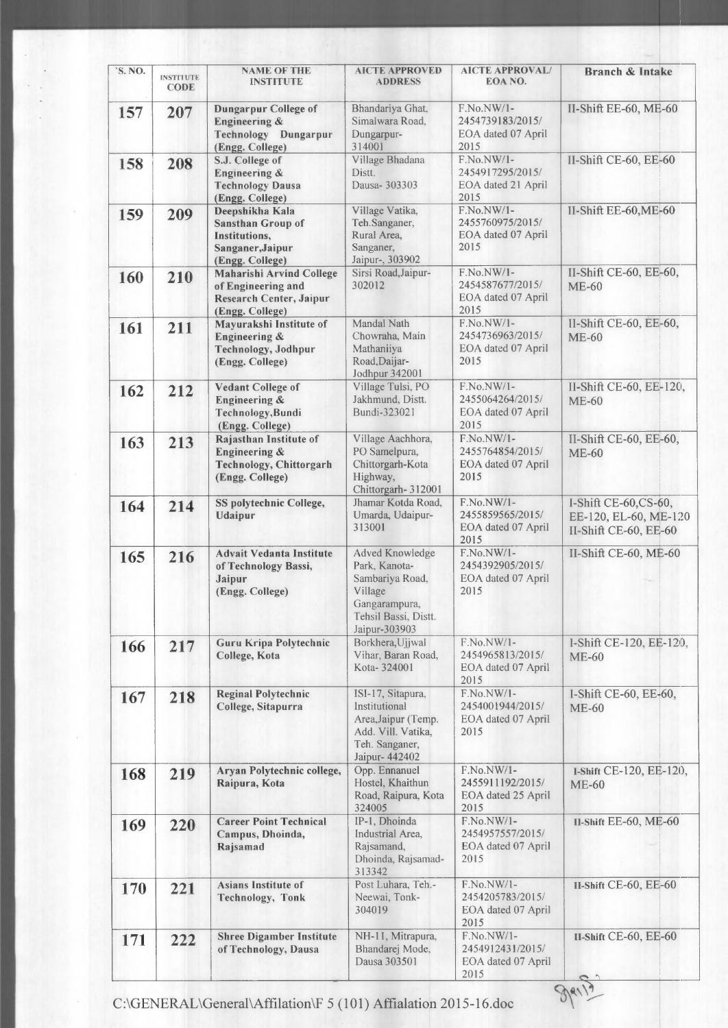| `S. NO. | INSTITUTE CODE | NAME OF THE INSTITUTE | AICTE APPROVED ADDRESS | AICTE APPROVAL/ EOA NO. | Branch & Intake |
|---|---|---|---|---|---|
| 157 | 207 | **Dungarpur College of Engineering & Technology Dungarpur (Engg. College)** | Bhandariya Ghat, Simalwara Road, Dungarpur-314001 | F.No.NW/1-2454739183/2015/ EOA dated 07 April 2015 | II-Shift EE-60, ME-60 |
| 158 | 208 | **S.J. College of Engineering & Technology Dausa (Engg. College)** | Village Bhadana Distt. Dausa- 303303 | F.No.NW/1-2454917295/2015/ EOA dated 21 April 2015 | II-Shift CE-60, EE-60 |
| 159 | 209 | **Deepshikha Kala Sansthan Group of Institutions, Sanganer,Jaipur (Engg. College)** | Village Vatika, Teh.Sanganer, Rural Area, Sanganer, Jaipur-, 303902 | F.No.NW/1-2455760975/2015/ EOA dated 07 April 2015 | II-Shift EE-60,ME-60 |
| 160 | 210 | **Maharishi Arvind College of Engineering and Research Center, Jaipur (Engg. College)** | Sirsi Road,Jaipur-302012 | F.No.NW/1-2454587677/2015/ EOA dated 07 April 2015 | II-Shift CE-60, EE-60, ME-60 |
| 161 | 211 | **Mayurakshi Institute of Engineering & Technology, Jodhpur (Engg. College)** | Mandal Nath Chowraha, Main Mathaniiya Road,Daijar-Jodhpur 342001 | F.No.NW/1-2454736963/2015/ EOA dated 07 April 2015 | II-Shift CE-60, EE-60, ME-60 |
| 162 | 212 | **Vedant College of Engineering & Technology,Bundi (Engg. College)** | Village Tulsi, PO Jakhmund, Distt. Bundi-323021 | F.No.NW/1-2455064264/2015/ EOA dated 07 April 2015 | II-Shift CE-60, EE-120, ME-60 |
| 163 | 213 | **Rajasthan Institute of Engineering & Technology, Chittorgarh (Engg. College)** | Village Aachhora, PO Samelpura, Chittorgarh-Kota Highway, Chittorgarh- 312001 | F.No.NW/1-2455764854/2015/ EOA dated 07 April 2015 | II-Shift CE-60, EE-60, ME-60 |
| 164 | 214 | **SS polytechnic College, Udaipur** | Jhamar Kotda Road, Umarda, Udaipur-313001 | F.No.NW/1-2455859565/2015/ EOA dated 07 April 2015 | I-Shift CE-60,CS-60, EE-120, EL-60, ME-120 II-Shift CE-60, EE-60 |
| 165 | 216 | **Advait Vedanta Institute of Technology Bassi, Jaipur (Engg. College)** | Adved Knowledge Park, Kanota-Sambariya Road, Village Gangarampura, Tehsil Bassi, Distt. Jaipur-303903 | F.No.NW/1-2454392905/2015/ EOA dated 07 April 2015 | II-Shift CE-60, ME-60 |
| 166 | 217 | **Guru Kripa Polytechnic College, Kota** | Borkhera,Ujjwal Vihar, Baran Road, Kota- 324001 | F.No.NW/1-2454965813/2015/ EOA dated 07 April 2015 | I-Shift CE-120, EE-120, ME-60 |
| 167 | 218 | **Reginal Polytechnic College, Sitapurra** | ISI-17, Sitapura, Institutional Area,Jaipur (Temp. Add. Vill. Vatika, Teh. Sanganer, Jaipur- 442402 | F.No.NW/1-2454001944/2015/ EOA dated 07 April 2015 | I-Shift CE-60, EE-60, ME-60 |
| 168 | 219 | **Aryan Polytechnic college, Raipura, Kota** | Opp. Ennanuel Hostel, Khaithun Road, Raipura, Kota 324005 | F.No.NW/1-2455911192/2015/ EOA dated 25 April 2015 | I-Shift CE-120, EE-120, ME-60 |
| 169 | 220 | **Career Point Technical Campus, Dhoinda, Rajsamad** | IP-1, Dhoinda Industrial Area, Rajsamand, Dhoinda, Rajsamad-313342 | F.No.NW/1-2454957557/2015/ EOA dated 07 April 2015 | II-Shift EE-60, ME-60 |
| 170 | 221 | **Asians Institute of Technology, Tonk** | Post Luhara, Teh.-Neewai, Tonk-304019 | F.No.NW/1-2454205783/2015/ EOA dated 07 April 2015 | II-Shift CE-60, EE-60 |
| 171 | 222 | **Shree Digamber Institute of Technology, Dausa** | NH-11, Mitrapura, Bhandarej Mode, Dausa 303501 | F.No.NW/1-2454912431/2015/ EOA dated 07 April 2015 | II-Shift CE-60, EE-60 |

C:\GENERAL\General\Affilation\F 5 (101) Affialation 2015-16.doc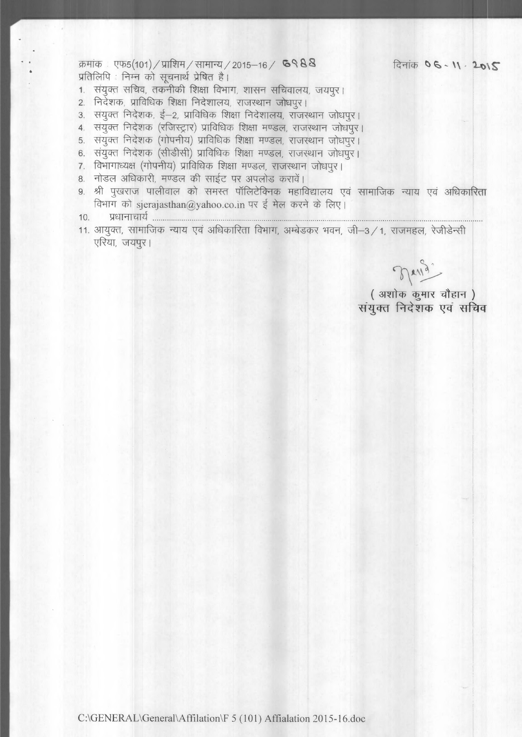क्रमांक : एफ5(101) / प्राशिम / सामान्य / 2015–16 / 6988

दिनांक 06-11-2015

प्रतिलिपि : निम्न को सूचनार्थ प्रेषित है।

1. संयुक्त सचिव, तकनीकी शिक्षा विभाग, शासन सचिवालय, जयपुर।
2. निदेशक, प्राविधिक शिक्षा निदेशालय, राजस्थान जोधपुर।
3. सयुक्त निदेशक, ई–2, प्राविधिक शिक्षा निदेशालय, राजस्थान जोधपुर।
4. सयुक्त निदेशक (रजिस्ट्रार) प्राविधिक शिक्षा मण्डल, राजस्थान जोधपुर।
5. संयुक्त निदेशक (गोपनीय) प्राविधिक शिक्षा मण्डल, राजस्थान जोधपुर।
6. संयुक्त निदेशक (सीडीसी) प्राविधिक शिक्षा मण्डल, राजस्थान जोधपुर।
7. विभागाध्यक्ष (गोपनीय) प्राविधिक शिक्षा मण्डल, राजस्थान जोधपुर।
8. नोडल अधिकारी, मण्डल की साईट पर अपलोड करावें।
9. श्री पुखराज पालीवाल को समस्त पॉलिटेक्निक महाविद्यालय एवं सामाजिक न्याय एवं अधिकारिता विभाग को sjerajasthan@yahoo.co.in पर ई मेल करने के लिए।
10. प्रधानाचार्य ...........................................................................................................
11. आयुक्त, सामाजिक न्याय एवं अधिकारिता विभाग, अम्बेडकर भवन, जी–3 / 1, राजमहल, रेजीडेन्सी एरिया, जयपुर।

( अशोक कुमार चौहान )
संयुक्त निदेशक एवं सचिव

C:\GENERAL\General\Affilation\F 5 (101) Affialation 2015-16.doc